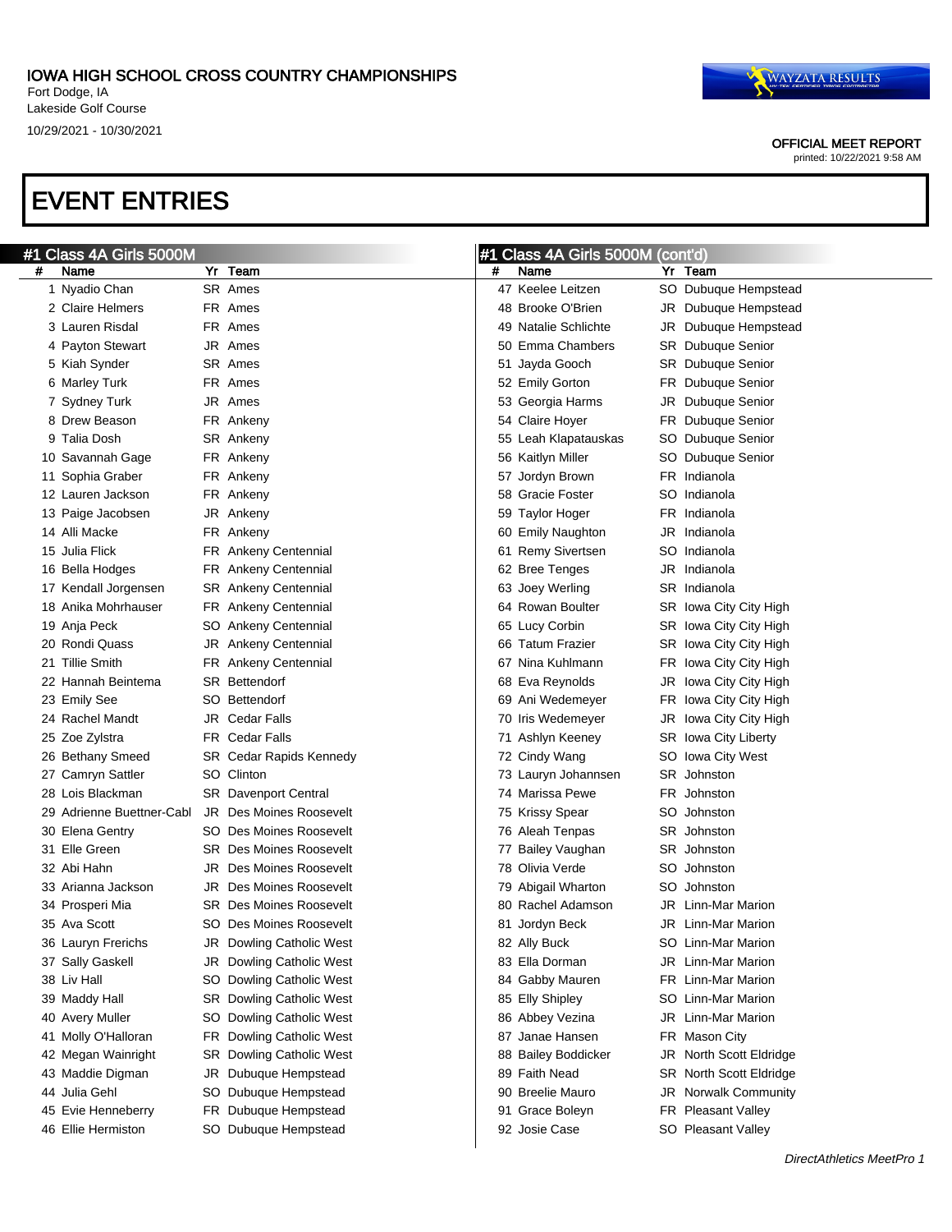IOWA HIGH SCHOOL CROSS COUNTRY CHAMPIONSHIPS
Fort Dodge, IA
Lakeside Golf Course
10/29/2021 - 10/30/2021

OFFICIAL MEET REPORT
printed: 10/22/2021 9:58 AM

# EVENT ENTRIES

## #1 Class 4A Girls 5000M

| # | Name | Yr | Team |
|---|---|---|---|
| 1 | Nyadio Chan | SR | Ames |
| 2 | Claire Helmers | FR | Ames |
| 3 | Lauren Risdal | FR | Ames |
| 4 | Payton Stewart | JR | Ames |
| 5 | Kiah Synder | SR | Ames |
| 6 | Marley Turk | FR | Ames |
| 7 | Sydney Turk | JR | Ames |
| 8 | Drew Beason | FR | Ankeny |
| 9 | Talia Dosh | SR | Ankeny |
| 10 | Savannah Gage | FR | Ankeny |
| 11 | Sophia Graber | FR | Ankeny |
| 12 | Lauren Jackson | FR | Ankeny |
| 13 | Paige Jacobsen | JR | Ankeny |
| 14 | Alli Macke | FR | Ankeny |
| 15 | Julia Flick | FR | Ankeny Centennial |
| 16 | Bella Hodges | FR | Ankeny Centennial |
| 17 | Kendall Jorgensen | SR | Ankeny Centennial |
| 18 | Anika Mohrhauser | FR | Ankeny Centennial |
| 19 | Anja Peck | SO | Ankeny Centennial |
| 20 | Rondi Quass | JR | Ankeny Centennial |
| 21 | Tillie Smith | FR | Ankeny Centennial |
| 22 | Hannah Beintema | SR | Bettendorf |
| 23 | Emily See | SO | Bettendorf |
| 24 | Rachel Mandt | JR | Cedar Falls |
| 25 | Zoe Zylstra | FR | Cedar Falls |
| 26 | Bethany Smeed | SR | Cedar Rapids Kennedy |
| 27 | Camryn Sattler | SO | Clinton |
| 28 | Lois Blackman | SR | Davenport Central |
| 29 | Adrienne Buettner-Cabl | JR | Des Moines Roosevelt |
| 30 | Elena Gentry | SO | Des Moines Roosevelt |
| 31 | Elle Green | SR | Des Moines Roosevelt |
| 32 | Abi Hahn | JR | Des Moines Roosevelt |
| 33 | Arianna Jackson | JR | Des Moines Roosevelt |
| 34 | Prosperi Mia | SR | Des Moines Roosevelt |
| 35 | Ava Scott | SO | Des Moines Roosevelt |
| 36 | Lauryn Frerichs | JR | Dowling Catholic West |
| 37 | Sally Gaskell | JR | Dowling Catholic West |
| 38 | Liv Hall | SO | Dowling Catholic West |
| 39 | Maddy Hall | SR | Dowling Catholic West |
| 40 | Avery Muller | SO | Dowling Catholic West |
| 41 | Molly O'Halloran | FR | Dowling Catholic West |
| 42 | Megan Wainright | SR | Dowling Catholic West |
| 43 | Maddie Digman | JR | Dubuque Hempstead |
| 44 | Julia Gehl | SO | Dubuque Hempstead |
| 45 | Evie Henneberry | FR | Dubuque Hempstead |
| 46 | Ellie Hermiston | SO | Dubuque Hempstead |
| 47 | Keelee Leitzen | SO | Dubuque Hempstead |
| 48 | Brooke O'Brien | JR | Dubuque Hempstead |
| 49 | Natalie Schlichte | JR | Dubuque Hempstead |
| 50 | Emma Chambers | SR | Dubuque Senior |
| 51 | Jayda Gooch | SR | Dubuque Senior |
| 52 | Emily Gorton | FR | Dubuque Senior |
| 53 | Georgia Harms | JR | Dubuque Senior |
| 54 | Claire Hoyer | FR | Dubuque Senior |
| 55 | Leah Klapatauskas | SO | Dubuque Senior |
| 56 | Kaitlyn Miller | SO | Dubuque Senior |
| 57 | Jordyn Brown | FR | Indianola |
| 58 | Gracie Foster | SO | Indianola |
| 59 | Taylor Hoger | FR | Indianola |
| 60 | Emily Naughton | JR | Indianola |
| 61 | Remy Sivertsen | SO | Indianola |
| 62 | Bree Tenges | JR | Indianola |
| 63 | Joey Werling | SR | Indianola |
| 64 | Rowan Boulter | SR | Iowa City City High |
| 65 | Lucy Corbin | SR | Iowa City City High |
| 66 | Tatum Frazier | SR | Iowa City City High |
| 67 | Nina Kuhlmann | FR | Iowa City City High |
| 68 | Eva Reynolds | JR | Iowa City City High |
| 69 | Ani Wedemeyer | FR | Iowa City City High |
| 70 | Iris Wedemeyer | JR | Iowa City City High |
| 71 | Ashlyn Keeney | SR | Iowa City Liberty |
| 72 | Cindy Wang | SO | Iowa City West |
| 73 | Lauryn Johannsen | SR | Johnston |
| 74 | Marissa Pewe | FR | Johnston |
| 75 | Krissy Spear | SO | Johnston |
| 76 | Aleah Tenpas | SR | Johnston |
| 77 | Bailey Vaughan | SR | Johnston |
| 78 | Olivia Verde | SO | Johnston |
| 79 | Abigail Wharton | SO | Johnston |
| 80 | Rachel Adamson | JR | Linn-Mar Marion |
| 81 | Jordyn Beck | JR | Linn-Mar Marion |
| 82 | Ally Buck | SO | Linn-Mar Marion |
| 83 | Ella Dorman | JR | Linn-Mar Marion |
| 84 | Gabby Mauren | FR | Linn-Mar Marion |
| 85 | Elly Shipley | SO | Linn-Mar Marion |
| 86 | Abbey Vezina | JR | Linn-Mar Marion |
| 87 | Janae Hansen | FR | Mason City |
| 88 | Bailey Boddicker | JR | North Scott Eldridge |
| 89 | Faith Nead | SR | North Scott Eldridge |
| 90 | Breelie Mauro | JR | Norwalk Community |
| 91 | Grace Boleyn | FR | Pleasant Valley |
| 92 | Josie Case | SO | Pleasant Valley |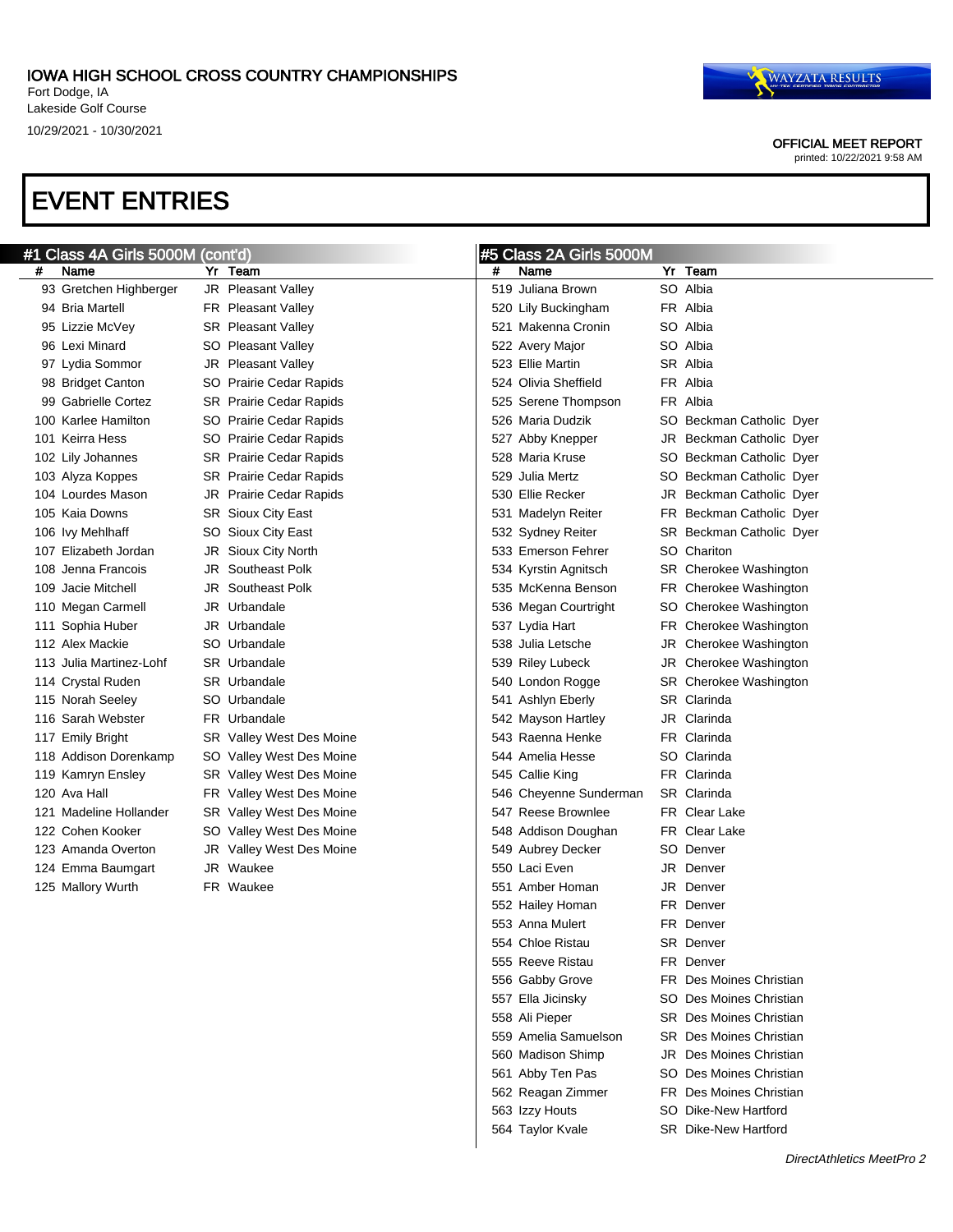IOWA HIGH SCHOOL CROSS COUNTRY CHAMPIONSHIPS
Fort Dodge, IA
Lakeside Golf Course
10/29/2021 - 10/30/2021

OFFICIAL MEET REPORT
printed: 10/22/2021 9:58 AM

# EVENT ENTRIES

## #1 Class 4A Girls 5000M (cont'd)

| # | Name | Yr | Team |
|---|---|---|---|
| 93 | Gretchen Highberger | JR | Pleasant Valley |
| 94 | Bria Martell | FR | Pleasant Valley |
| 95 | Lizzie McVey | SR | Pleasant Valley |
| 96 | Lexi Minard | SO | Pleasant Valley |
| 97 | Lydia Sommor | JR | Pleasant Valley |
| 98 | Bridget Canton | SO | Prairie Cedar Rapids |
| 99 | Gabrielle Cortez | SR | Prairie Cedar Rapids |
| 100 | Karlee Hamilton | SO | Prairie Cedar Rapids |
| 101 | Keirra Hess | SO | Prairie Cedar Rapids |
| 102 | Lily Johannes | SR | Prairie Cedar Rapids |
| 103 | Alyza Koppes | SR | Prairie Cedar Rapids |
| 104 | Lourdes Mason | JR | Prairie Cedar Rapids |
| 105 | Kaia Downs | SR | Sioux City East |
| 106 | Ivy Mehlhaff | SO | Sioux City East |
| 107 | Elizabeth Jordan | JR | Sioux City North |
| 108 | Jenna Francois | JR | Southeast Polk |
| 109 | Jacie Mitchell | JR | Southeast Polk |
| 110 | Megan Carmell | JR | Urbandale |
| 111 | Sophia Huber | JR | Urbandale |
| 112 | Alex Mackie | SO | Urbandale |
| 113 | Julia Martinez-Lohf | SR | Urbandale |
| 114 | Crystal Ruden | SR | Urbandale |
| 115 | Norah Seeley | SO | Urbandale |
| 116 | Sarah Webster | FR | Urbandale |
| 117 | Emily Bright | SR | Valley West Des Moine |
| 118 | Addison Dorenkamp | SO | Valley West Des Moine |
| 119 | Kamryn Ensley | SR | Valley West Des Moine |
| 120 | Ava Hall | FR | Valley West Des Moine |
| 121 | Madeline Hollander | SR | Valley West Des Moine |
| 122 | Cohen Kooker | SO | Valley West Des Moine |
| 123 | Amanda Overton | JR | Valley West Des Moine |
| 124 | Emma Baumgart | JR | Waukee |
| 125 | Mallory Wurth | FR | Waukee |

## #5 Class 2A Girls 5000M

| # | Name | Yr | Team |
|---|---|---|---|
| 519 | Juliana Brown | SO | Albia |
| 520 | Lily Buckingham | FR | Albia |
| 521 | Makenna Cronin | SO | Albia |
| 522 | Avery Major | SO | Albia |
| 523 | Ellie Martin | SR | Albia |
| 524 | Olivia Sheffield | FR | Albia |
| 525 | Serene Thompson | FR | Albia |
| 526 | Maria Dudzik | SO | Beckman Catholic Dyer |
| 527 | Abby Knepper | JR | Beckman Catholic Dyer |
| 528 | Maria Kruse | SO | Beckman Catholic Dyer |
| 529 | Julia Mertz | SO | Beckman Catholic Dyer |
| 530 | Ellie Recker | JR | Beckman Catholic Dyer |
| 531 | Madelyn Reiter | FR | Beckman Catholic Dyer |
| 532 | Sydney Reiter | SR | Beckman Catholic Dyer |
| 533 | Emerson Fehrer | SO | Chariton |
| 534 | Kyrstin Agnitsch | SR | Cherokee Washington |
| 535 | McKenna Benson | FR | Cherokee Washington |
| 536 | Megan Courtright | SO | Cherokee Washington |
| 537 | Lydia Hart | FR | Cherokee Washington |
| 538 | Julia Letsche | JR | Cherokee Washington |
| 539 | Riley Lubeck | JR | Cherokee Washington |
| 540 | London Rogge | SR | Cherokee Washington |
| 541 | Ashlyn Eberly | SR | Clarinda |
| 542 | Mayson Hartley | JR | Clarinda |
| 543 | Raenna Henke | FR | Clarinda |
| 544 | Amelia Hesse | SO | Clarinda |
| 545 | Callie King | FR | Clarinda |
| 546 | Cheyenne Sunderman | SR | Clarinda |
| 547 | Reese Brownlee | FR | Clear Lake |
| 548 | Addison Doughan | FR | Clear Lake |
| 549 | Aubrey Decker | SO | Denver |
| 550 | Laci Even | JR | Denver |
| 551 | Amber Homan | JR | Denver |
| 552 | Hailey Homan | FR | Denver |
| 553 | Anna Mulert | FR | Denver |
| 554 | Chloe Ristau | SR | Denver |
| 555 | Reeve Ristau | FR | Denver |
| 556 | Gabby Grove | FR | Des Moines Christian |
| 557 | Ella Jicinsky | SO | Des Moines Christian |
| 558 | Ali Pieper | SR | Des Moines Christian |
| 559 | Amelia Samuelson | SR | Des Moines Christian |
| 560 | Madison Shimp | JR | Des Moines Christian |
| 561 | Abby Ten Pas | SO | Des Moines Christian |
| 562 | Reagan Zimmer | FR | Des Moines Christian |
| 563 | Izzy Houts | SO | Dike-New Hartford |
| 564 | Taylor Kvale | SR | Dike-New Hartford |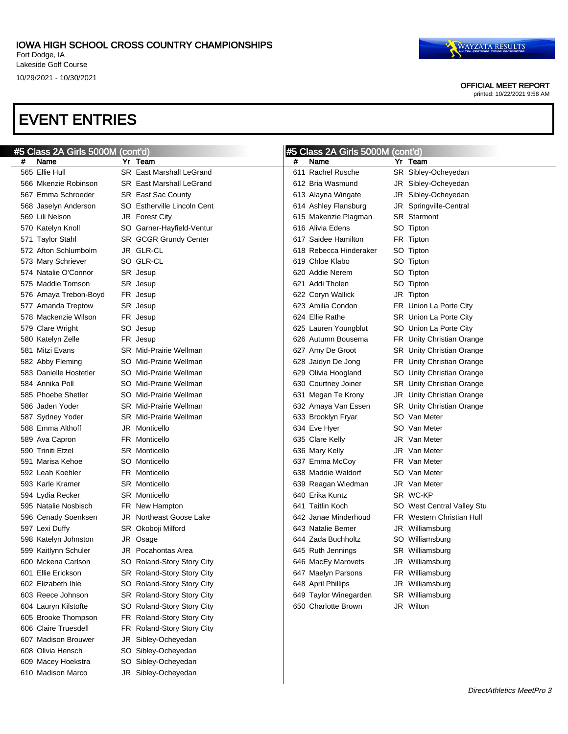IOWA HIGH SCHOOL CROSS COUNTRY CHAMPIONSHIPS
Fort Dodge, IA
Lakeside Golf Course
10/29/2021 - 10/30/2021

OFFICIAL MEET REPORT
printed: 10/22/2021 9:58 AM

# EVENT ENTRIES

## #5 Class 2A Girls 5000M (cont'd)

| # | Name | Yr | Team |
|---|---|---|---|
| 565 | Ellie Hull | SR | East Marshall LeGrand |
| 566 | Mkenzie Robinson | SR | East Marshall LeGrand |
| 567 | Emma Schroeder | SR | East Sac County |
| 568 | Jaselyn Anderson | SO | Estherville Lincoln Cent |
| 569 | Lili Nelson | JR | Forest City |
| 570 | Katelyn Knoll | SO | Garner-Hayfield-Ventur |
| 571 | Taylor Stahl | SR | GCGR Grundy Center |
| 572 | Afton Schlumbolm | JR | GLR-CL |
| 573 | Mary Schriever | SO | GLR-CL |
| 574 | Natalie O'Connor | SR | Jesup |
| 575 | Maddie Tomson | SR | Jesup |
| 576 | Amaya Trebon-Boyd | FR | Jesup |
| 577 | Amanda Treptow | SR | Jesup |
| 578 | Mackenzie Wilson | FR | Jesup |
| 579 | Clare Wright | SO | Jesup |
| 580 | Katelyn Zelle | FR | Jesup |
| 581 | Mitzi Evans | SR | Mid-Prairie Wellman |
| 582 | Abby Fleming | SO | Mid-Prairie Wellman |
| 583 | Danielle Hostetler | SO | Mid-Prairie Wellman |
| 584 | Annika Poll | SO | Mid-Prairie Wellman |
| 585 | Phoebe Shetler | SO | Mid-Prairie Wellman |
| 586 | Jaden Yoder | SR | Mid-Prairie Wellman |
| 587 | Sydney Yoder | SR | Mid-Prairie Wellman |
| 588 | Emma Althoff | JR | Monticello |
| 589 | Ava Capron | FR | Monticello |
| 590 | Triniti Etzel | SR | Monticello |
| 591 | Marisa Kehoe | SO | Monticello |
| 592 | Leah Koehler | FR | Monticello |
| 593 | Karle Kramer | SR | Monticello |
| 594 | Lydia Recker | SR | Monticello |
| 595 | Natalie Nosbisch | FR | New Hampton |
| 596 | Cenady Soenksen | JR | Northeast Goose Lake |
| 597 | Lexi Duffy | SR | Okoboji Milford |
| 598 | Katelyn Johnston | JR | Osage |
| 599 | Kaitlynn Schuler | JR | Pocahontas Area |
| 600 | Mckena Carlson | SO | Roland-Story Story City |
| 601 | Ellie Erickson | SR | Roland-Story Story City |
| 602 | Elizabeth Ihle | SO | Roland-Story Story City |
| 603 | Reece Johnson | SR | Roland-Story Story City |
| 604 | Lauryn Kilstofte | SO | Roland-Story Story City |
| 605 | Brooke Thompson | FR | Roland-Story Story City |
| 606 | Claire Truesdell | FR | Roland-Story Story City |
| 607 | Madison Brouwer | JR | Sibley-Ocheyedan |
| 608 | Olivia Hensch | SO | Sibley-Ocheyedan |
| 609 | Macey Hoekstra | SO | Sibley-Ocheyedan |
| 610 | Madison Marco | JR | Sibley-Ocheyedan |
| 611 | Rachel Rusche | SR | Sibley-Ocheyedan |
| 612 | Bria Wasmund | JR | Sibley-Ocheyedan |
| 613 | Alayna Wingate | JR | Sibley-Ocheyedan |
| 614 | Ashley Flansburg | JR | Springville-Central |
| 615 | Makenzie Plagman | SR | Starmont |
| 616 | Alivia Edens | SO | Tipton |
| 617 | Saidee Hamilton | FR | Tipton |
| 618 | Rebecca Hinderaker | SO | Tipton |
| 619 | Chloe Klabo | SO | Tipton |
| 620 | Addie Nerem | SO | Tipton |
| 621 | Addi Tholen | SO | Tipton |
| 622 | Coryn Wallick | JR | Tipton |
| 623 | Amilia Condon | FR | Union La Porte City |
| 624 | Ellie Rathe | SR | Union La Porte City |
| 625 | Lauren Youngblut | SO | Union La Porte City |
| 626 | Autumn Bousema | FR | Unity Christian Orange |
| 627 | Amy De Groot | SR | Unity Christian Orange |
| 628 | Jaidyn De Jong | FR | Unity Christian Orange |
| 629 | Olivia Hoogland | SO | Unity Christian Orange |
| 630 | Courtney Joiner | SR | Unity Christian Orange |
| 631 | Megan Te Krony | JR | Unity Christian Orange |
| 632 | Amaya Van Essen | SR | Unity Christian Orange |
| 633 | Brooklyn Fryar | SO | Van Meter |
| 634 | Eve Hyer | SO | Van Meter |
| 635 | Clare Kelly | JR | Van Meter |
| 636 | Mary Kelly | JR | Van Meter |
| 637 | Emma McCoy | FR | Van Meter |
| 638 | Maddie Waldorf | SO | Van Meter |
| 639 | Reagan Wiedman | JR | Van Meter |
| 640 | Erika Kuntz | SR | WC-KP |
| 641 | Taitlin Koch | SO | West Central Valley Stu |
| 642 | Janae Minderhoud | FR | Western Christian Hull |
| 643 | Natalie Bemer | JR | Williamsburg |
| 644 | Zada Buchholtz | SO | Williamsburg |
| 645 | Ruth Jennings | SR | Williamsburg |
| 646 | MacEy Marovets | JR | Williamsburg |
| 647 | Maelyn Parsons | FR | Williamsburg |
| 648 | April Phillips | JR | Williamsburg |
| 649 | Taylor Winegarden | SR | Williamsburg |
| 650 | Charlotte Brown | JR | Wilton |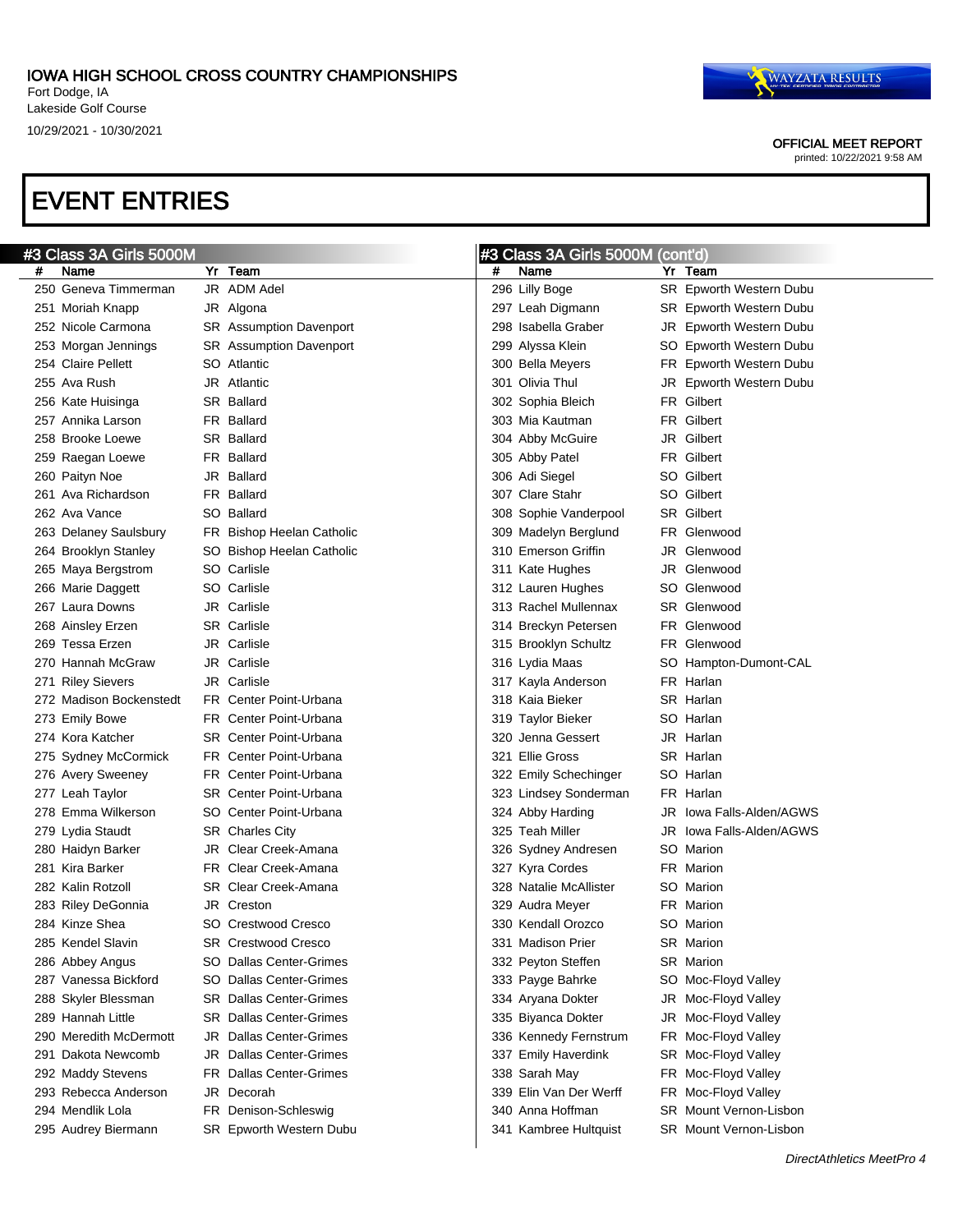# IOWA HIGH SCHOOL CROSS COUNTRY CHAMPIONSHIPS

Fort Dodge, IA
Lakeside Golf Course
10/29/2021 - 10/30/2021

OFFICIAL MEET REPORT
printed: 10/22/2021 9:58 AM

# EVENT ENTRIES

## #3 Class 3A Girls 5000M

| # | Name | Yr | Team |
|---|---|---|---|
| 250 | Geneva Timmerman | JR | ADM Adel |
| 251 | Moriah Knapp | JR | Algona |
| 252 | Nicole Carmona | SR | Assumption Davenport |
| 253 | Morgan Jennings | SR | Assumption Davenport |
| 254 | Claire Pellett | SO | Atlantic |
| 255 | Ava Rush | JR | Atlantic |
| 256 | Kate Huisinga | SR | Ballard |
| 257 | Annika Larson | FR | Ballard |
| 258 | Brooke Loewe | SR | Ballard |
| 259 | Raegan Loewe | FR | Ballard |
| 260 | Paityn Noe | JR | Ballard |
| 261 | Ava Richardson | FR | Ballard |
| 262 | Ava Vance | SO | Ballard |
| 263 | Delaney Saulsbury | FR | Bishop Heelan Catholic |
| 264 | Brooklyn Stanley | SO | Bishop Heelan Catholic |
| 265 | Maya Bergstrom | SO | Carlisle |
| 266 | Marie Daggett | SO | Carlisle |
| 267 | Laura Downs | JR | Carlisle |
| 268 | Ainsley Erzen | SR | Carlisle |
| 269 | Tessa Erzen | JR | Carlisle |
| 270 | Hannah McGraw | JR | Carlisle |
| 271 | Riley Sievers | JR | Carlisle |
| 272 | Madison Bockenstedt | FR | Center Point-Urbana |
| 273 | Emily Bowe | FR | Center Point-Urbana |
| 274 | Kora Katcher | SR | Center Point-Urbana |
| 275 | Sydney McCormick | FR | Center Point-Urbana |
| 276 | Avery Sweeney | FR | Center Point-Urbana |
| 277 | Leah Taylor | SR | Center Point-Urbana |
| 278 | Emma Wilkerson | SO | Center Point-Urbana |
| 279 | Lydia Staudt | SR | Charles City |
| 280 | Haidyn Barker | JR | Clear Creek-Amana |
| 281 | Kira Barker | FR | Clear Creek-Amana |
| 282 | Kalin Rotzoll | SR | Clear Creek-Amana |
| 283 | Riley DeGonnia | JR | Creston |
| 284 | Kinze Shea | SO | Crestwood Cresco |
| 285 | Kendel Slavin | SR | Crestwood Cresco |
| 286 | Abbey Angus | SO | Dallas Center-Grimes |
| 287 | Vanessa Bickford | SO | Dallas Center-Grimes |
| 288 | Skyler Blessman | SR | Dallas Center-Grimes |
| 289 | Hannah Little | SR | Dallas Center-Grimes |
| 290 | Meredith McDermott | JR | Dallas Center-Grimes |
| 291 | Dakota Newcomb | JR | Dallas Center-Grimes |
| 292 | Maddy Stevens | FR | Dallas Center-Grimes |
| 293 | Rebecca Anderson | JR | Decorah |
| 294 | Mendlik Lola | FR | Denison-Schleswig |
| 295 | Audrey Biermann | SR | Epworth Western Dubu |
| 296 | Lilly Boge | SR | Epworth Western Dubu |
| 297 | Leah Digmann | SR | Epworth Western Dubu |
| 298 | Isabella Graber | JR | Epworth Western Dubu |
| 299 | Alyssa Klein | SO | Epworth Western Dubu |
| 300 | Bella Meyers | FR | Epworth Western Dubu |
| 301 | Olivia Thul | JR | Epworth Western Dubu |
| 302 | Sophia Bleich | FR | Gilbert |
| 303 | Mia Kautman | FR | Gilbert |
| 304 | Abby McGuire | JR | Gilbert |
| 305 | Abby Patel | FR | Gilbert |
| 306 | Adi Siegel | SO | Gilbert |
| 307 | Clare Stahr | SO | Gilbert |
| 308 | Sophie Vanderpool | SR | Gilbert |
| 309 | Madelyn Berglund | FR | Glenwood |
| 310 | Emerson Griffin | JR | Glenwood |
| 311 | Kate Hughes | JR | Glenwood |
| 312 | Lauren Hughes | SO | Glenwood |
| 313 | Rachel Mullennax | SR | Glenwood |
| 314 | Breckyn Petersen | FR | Glenwood |
| 315 | Brooklyn Schultz | FR | Glenwood |
| 316 | Lydia Maas | SO | Hampton-Dumont-CAL |
| 317 | Kayla Anderson | FR | Harlan |
| 318 | Kaia Bieker | SR | Harlan |
| 319 | Taylor Bieker | SO | Harlan |
| 320 | Jenna Gessert | JR | Harlan |
| 321 | Ellie Gross | SR | Harlan |
| 322 | Emily Schechinger | SO | Harlan |
| 323 | Lindsey Sonderman | FR | Harlan |
| 324 | Abby Harding | JR | Iowa Falls-Alden/AGWS |
| 325 | Teah Miller | JR | Iowa Falls-Alden/AGWS |
| 326 | Sydney Andresen | SO | Marion |
| 327 | Kyra Cordes | FR | Marion |
| 328 | Natalie McAllister | SO | Marion |
| 329 | Audra Meyer | FR | Marion |
| 330 | Kendall Orozco | SO | Marion |
| 331 | Madison Prier | SR | Marion |
| 332 | Peyton Steffen | SR | Marion |
| 333 | Payge Bahrke | SO | Moc-Floyd Valley |
| 334 | Aryana Dokter | JR | Moc-Floyd Valley |
| 335 | Biyanca Dokter | JR | Moc-Floyd Valley |
| 336 | Kennedy Fernstrum | FR | Moc-Floyd Valley |
| 337 | Emily Haverdink | SR | Moc-Floyd Valley |
| 338 | Sarah May | FR | Moc-Floyd Valley |
| 339 | Elin Van Der Werff | FR | Moc-Floyd Valley |
| 340 | Anna Hoffman | SR | Mount Vernon-Lisbon |
| 341 | Kambree Hultquist | SR | Mount Vernon-Lisbon |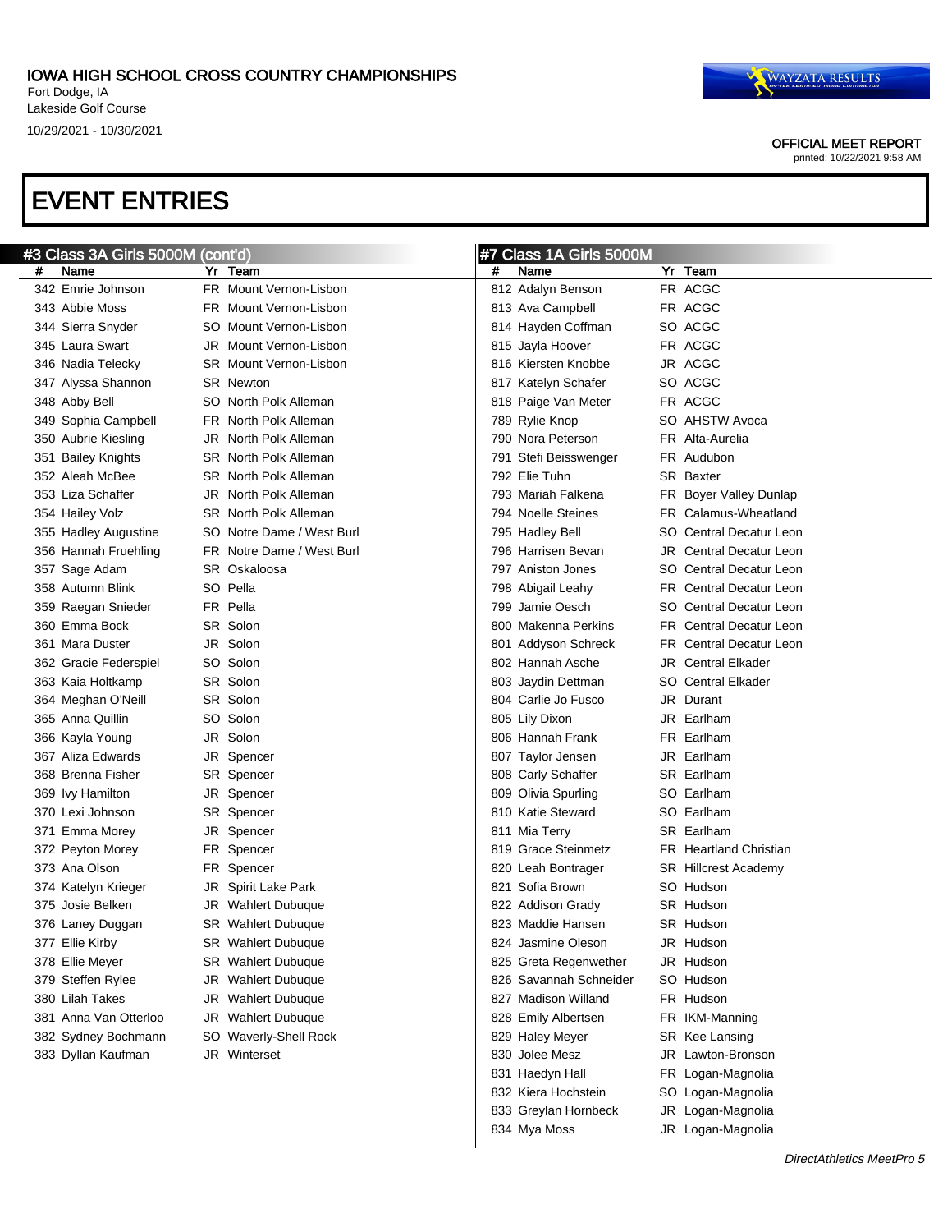IOWA HIGH SCHOOL CROSS COUNTRY CHAMPIONSHIPS
Fort Dodge, IA
Lakeside Golf Course
10/29/2021 - 10/30/2021

OFFICIAL MEET REPORT
printed: 10/22/2021 9:58 AM

# EVENT ENTRIES

## #3 Class 3A Girls 5000M (cont'd)

| # | Name | Yr | Team |
|---|---|---|---|
| 342 | Emrie Johnson | FR | Mount Vernon-Lisbon |
| 343 | Abbie Moss | FR | Mount Vernon-Lisbon |
| 344 | Sierra Snyder | SO | Mount Vernon-Lisbon |
| 345 | Laura Swart | JR | Mount Vernon-Lisbon |
| 346 | Nadia Telecky | SR | Mount Vernon-Lisbon |
| 347 | Alyssa Shannon | SR | Newton |
| 348 | Abby Bell | SO | North Polk Alleman |
| 349 | Sophia Campbell | FR | North Polk Alleman |
| 350 | Aubrie Kiesling | JR | North Polk Alleman |
| 351 | Bailey Knights | SR | North Polk Alleman |
| 352 | Aleah McBee | SR | North Polk Alleman |
| 353 | Liza Schaffer | JR | North Polk Alleman |
| 354 | Hailey Volz | SR | North Polk Alleman |
| 355 | Hadley Augustine | SO | Notre Dame / West Burl |
| 356 | Hannah Fruehling | FR | Notre Dame / West Burl |
| 357 | Sage Adam | SR | Oskaloosa |
| 358 | Autumn Blink | SO | Pella |
| 359 | Raegan Snieder | FR | Pella |
| 360 | Emma Bock | SR | Solon |
| 361 | Mara Duster | JR | Solon |
| 362 | Gracie Federspiel | SO | Solon |
| 363 | Kaia Holtkamp | SR | Solon |
| 364 | Meghan O'Neill | SR | Solon |
| 365 | Anna Quillin | SO | Solon |
| 366 | Kayla Young | JR | Solon |
| 367 | Aliza Edwards | JR | Spencer |
| 368 | Brenna Fisher | SR | Spencer |
| 369 | Ivy Hamilton | JR | Spencer |
| 370 | Lexi Johnson | SR | Spencer |
| 371 | Emma Morey | JR | Spencer |
| 372 | Peyton Morey | FR | Spencer |
| 373 | Ana Olson | FR | Spencer |
| 374 | Katelyn Krieger | JR | Spirit Lake Park |
| 375 | Josie Belken | JR | Wahlert Dubuque |
| 376 | Laney Duggan | SR | Wahlert Dubuque |
| 377 | Ellie Kirby | SR | Wahlert Dubuque |
| 378 | Ellie Meyer | SR | Wahlert Dubuque |
| 379 | Steffen Rylee | JR | Wahlert Dubuque |
| 380 | Lilah Takes | JR | Wahlert Dubuque |
| 381 | Anna Van Otterloo | JR | Wahlert Dubuque |
| 382 | Sydney Bochmann | SO | Waverly-Shell Rock |
| 383 | Dyllan Kaufman | JR | Winterset |

## #7 Class 1A Girls 5000M

| # | Name | Yr | Team |
|---|---|---|---|
| 812 | Adalyn Benson | FR | ACGC |
| 813 | Ava Campbell | FR | ACGC |
| 814 | Hayden Coffman | SO | ACGC |
| 815 | Jayla Hoover | FR | ACGC |
| 816 | Kiersten Knobbe | JR | ACGC |
| 817 | Katelyn Schafer | SO | ACGC |
| 818 | Paige Van Meter | FR | ACGC |
| 789 | Rylie Knop | SO | AHSTW Avoca |
| 790 | Nora Peterson | FR | Alta-Aurelia |
| 791 | Stefi Beisswenger | FR | Audubon |
| 792 | Elie Tuhn | SR | Baxter |
| 793 | Mariah Falkena | FR | Boyer Valley Dunlap |
| 794 | Noelle Steines | FR | Calamus-Wheatland |
| 795 | Hadley Bell | SO | Central Decatur Leon |
| 796 | Harrisen Bevan | JR | Central Decatur Leon |
| 797 | Aniston Jones | SO | Central Decatur Leon |
| 798 | Abigail Leahy | FR | Central Decatur Leon |
| 799 | Jamie Oesch | SO | Central Decatur Leon |
| 800 | Makenna Perkins | FR | Central Decatur Leon |
| 801 | Addyson Schreck | FR | Central Decatur Leon |
| 802 | Hannah Asche | JR | Central Elkader |
| 803 | Jaydin Dettman | SO | Central Elkader |
| 804 | Carlie Jo Fusco | JR | Durant |
| 805 | Lily Dixon | JR | Earlham |
| 806 | Hannah Frank | FR | Earlham |
| 807 | Taylor Jensen | JR | Earlham |
| 808 | Carly Schaffer | SR | Earlham |
| 809 | Olivia Spurling | SO | Earlham |
| 810 | Katie Steward | SO | Earlham |
| 811 | Mia Terry | SR | Earlham |
| 819 | Grace Steinmetz | FR | Heartland Christian |
| 820 | Leah Bontrager | SR | Hillcrest Academy |
| 821 | Sofia Brown | SO | Hudson |
| 822 | Addison Grady | SR | Hudson |
| 823 | Maddie Hansen | SR | Hudson |
| 824 | Jasmine Oleson | JR | Hudson |
| 825 | Greta Regenwether | JR | Hudson |
| 826 | Savannah Schneider | SO | Hudson |
| 827 | Madison Willand | FR | Hudson |
| 828 | Emily Albertsen | FR | IKM-Manning |
| 829 | Haley Meyer | SR | Kee Lansing |
| 830 | Jolee Mesz | JR | Lawton-Bronson |
| 831 | Haedyn Hall | FR | Logan-Magnolia |
| 832 | Kiera Hochstein | SO | Logan-Magnolia |
| 833 | Greylan Hornbeck | JR | Logan-Magnolia |
| 834 | Mya Moss | JR | Logan-Magnolia |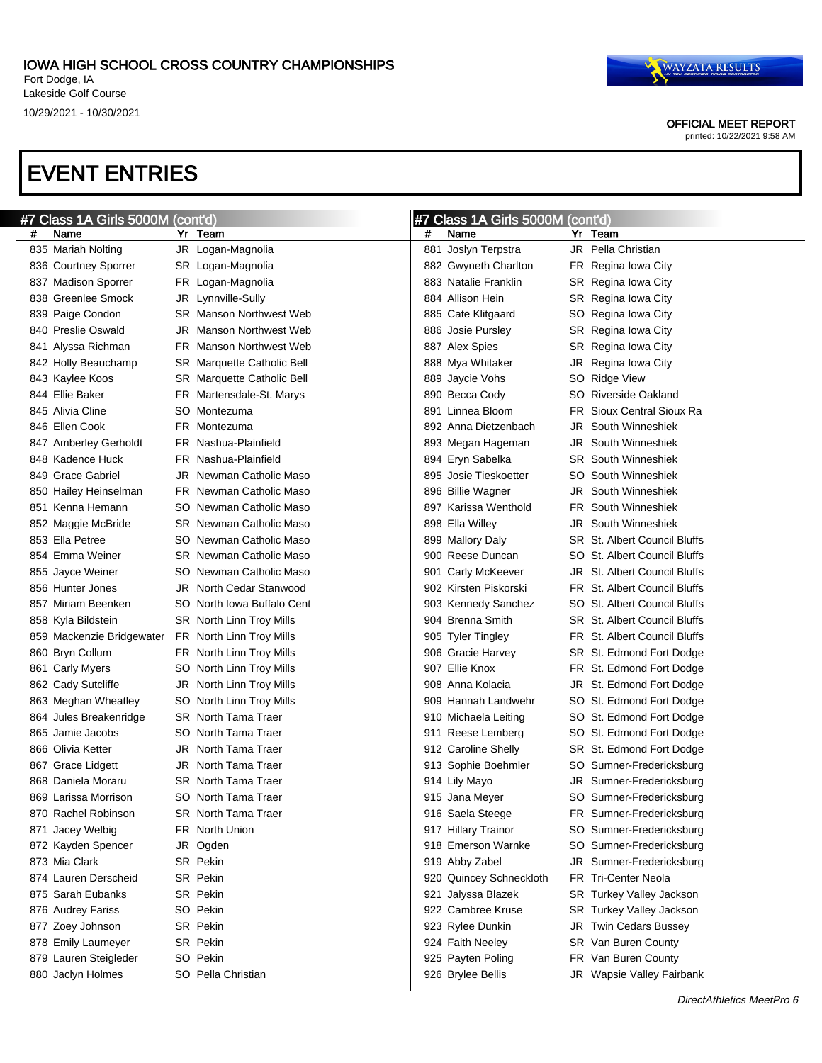# EVENT ENTRIES

## #7 Class 1A Girls 5000M (cont'd)

| # | Name | Yr | Team |
|---|---|---|---|
| 835 | Mariah Nolting | JR | Logan-Magnolia |
| 836 | Courtney Sporrer | SR | Logan-Magnolia |
| 837 | Madison Sporrer | FR | Logan-Magnolia |
| 838 | Greenlee Smock | JR | Lynnville-Sully |
| 839 | Paige Condon | SR | Manson Northwest Web |
| 840 | Preslie Oswald | JR | Manson Northwest Web |
| 841 | Alyssa Richman | FR | Manson Northwest Web |
| 842 | Holly Beauchamp | SR | Marquette Catholic Bell |
| 843 | Kaylee Koos | SR | Marquette Catholic Bell |
| 844 | Ellie Baker | FR | Martensdale-St. Marys |
| 845 | Alivia Cline | SO | Montezuma |
| 846 | Ellen Cook | FR | Montezuma |
| 847 | Amberley Gerholdt | FR | Nashua-Plainfield |
| 848 | Kadence Huck | FR | Nashua-Plainfield |
| 849 | Grace Gabriel | JR | Newman Catholic Maso |
| 850 | Hailey Heinselman | FR | Newman Catholic Maso |
| 851 | Kenna Hemann | SO | Newman Catholic Maso |
| 852 | Maggie McBride | SR | Newman Catholic Maso |
| 853 | Ella Petree | SO | Newman Catholic Maso |
| 854 | Emma Weiner | SR | Newman Catholic Maso |
| 855 | Jayce Weiner | SO | Newman Catholic Maso |
| 856 | Hunter Jones | JR | North Cedar Stanwood |
| 857 | Miriam Beenken | SO | North Iowa Buffalo Cent |
| 858 | Kyla Bildstein | SR | North Linn Troy Mills |
| 859 | Mackenzie Bridgewater | FR | North Linn Troy Mills |
| 860 | Bryn Collum | FR | North Linn Troy Mills |
| 861 | Carly Myers | SO | North Linn Troy Mills |
| 862 | Cady Sutcliffe | JR | North Linn Troy Mills |
| 863 | Meghan Wheatley | SO | North Linn Troy Mills |
| 864 | Jules Breakenridge | SR | North Tama Traer |
| 865 | Jamie Jacobs | SO | North Tama Traer |
| 866 | Olivia Ketter | JR | North Tama Traer |
| 867 | Grace Lidgett | JR | North Tama Traer |
| 868 | Daniela Moraru | SR | North Tama Traer |
| 869 | Larissa Morrison | SO | North Tama Traer |
| 870 | Rachel Robinson | SR | North Tama Traer |
| 871 | Jacey Welbig | FR | North Union |
| 872 | Kayden Spencer | JR | Ogden |
| 873 | Mia Clark | SR | Pekin |
| 874 | Lauren Derscheid | SR | Pekin |
| 875 | Sarah Eubanks | SR | Pekin |
| 876 | Audrey Fariss | SO | Pekin |
| 877 | Zoey Johnson | SR | Pekin |
| 878 | Emily Laumeyer | SR | Pekin |
| 879 | Lauren Steigleder | SO | Pekin |
| 880 | Jaclyn Holmes | SO | Pella Christian |
| 881 | Joslyn Terpstra | JR | Pella Christian |
| 882 | Gwyneth Charlton | FR | Regina Iowa City |
| 883 | Natalie Franklin | SR | Regina Iowa City |
| 884 | Allison Hein | SR | Regina Iowa City |
| 885 | Cate Klitgaard | SO | Regina Iowa City |
| 886 | Josie Pursley | SR | Regina Iowa City |
| 887 | Alex Spies | SR | Regina Iowa City |
| 888 | Mya Whitaker | JR | Regina Iowa City |
| 889 | Jaycie Vohs | SO | Ridge View |
| 890 | Becca Cody | SO | Riverside Oakland |
| 891 | Linnea Bloom | FR | Sioux Central Sioux Ra |
| 892 | Anna Dietzenbach | JR | South Winneshiek |
| 893 | Megan Hageman | JR | South Winneshiek |
| 894 | Eryn Sabelka | SR | South Winneshiek |
| 895 | Josie Tieskoetter | SO | South Winneshiek |
| 896 | Billie Wagner | JR | South Winneshiek |
| 897 | Karissa Wenthold | FR | South Winneshiek |
| 898 | Ella Willey | JR | South Winneshiek |
| 899 | Mallory Daly | SR | St. Albert Council Bluffs |
| 900 | Reese Duncan | SO | St. Albert Council Bluffs |
| 901 | Carly McKeever | JR | St. Albert Council Bluffs |
| 902 | Kirsten Piskorski | FR | St. Albert Council Bluffs |
| 903 | Kennedy Sanchez | SO | St. Albert Council Bluffs |
| 904 | Brenna Smith | SR | St. Albert Council Bluffs |
| 905 | Tyler Tingley | FR | St. Albert Council Bluffs |
| 906 | Gracie Harvey | SR | St. Edmond Fort Dodge |
| 907 | Ellie Knox | FR | St. Edmond Fort Dodge |
| 908 | Anna Kolacia | JR | St. Edmond Fort Dodge |
| 909 | Hannah Landwehr | SO | St. Edmond Fort Dodge |
| 910 | Michaela Leiting | SO | St. Edmond Fort Dodge |
| 911 | Reese Lemberg | SO | St. Edmond Fort Dodge |
| 912 | Caroline Shelly | SR | St. Edmond Fort Dodge |
| 913 | Sophie Boehmler | SO | Sumner-Fredericksburg |
| 914 | Lily Mayo | JR | Sumner-Fredericksburg |
| 915 | Jana Meyer | SO | Sumner-Fredericksburg |
| 916 | Saela Steege | FR | Sumner-Fredericksburg |
| 917 | Hillary Trainor | SO | Sumner-Fredericksburg |
| 918 | Emerson Warnke | SO | Sumner-Fredericksburg |
| 919 | Abby Zabel | JR | Sumner-Fredericksburg |
| 920 | Quincey Schneckloth | FR | Tri-Center Neola |
| 921 | Jalyssa Blazek | SR | Turkey Valley Jackson |
| 922 | Cambree Kruse | SR | Turkey Valley Jackson |
| 923 | Rylee Dunkin | JR | Twin Cedars Bussey |
| 924 | Faith Neeley | SR | Van Buren County |
| 925 | Payten Poling | FR | Van Buren County |
| 926 | Brylee Bellis | JR | Wapsie Valley Fairbank |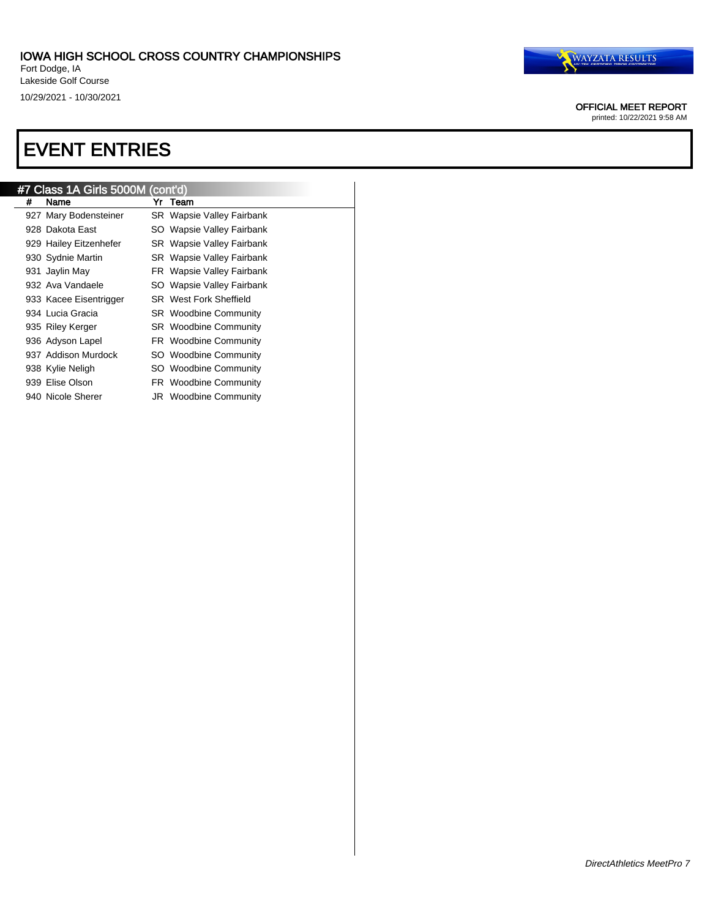IOWA HIGH SCHOOL CROSS COUNTRY CHAMPIONSHIPS
Fort Dodge, IA
Lakeside Golf Course
10/29/2021 - 10/30/2021

OFFICIAL MEET REPORT
printed: 10/22/2021 9:58 AM

# EVENT ENTRIES

## #7 Class 1A Girls 5000M (cont'd)

| # | Name | Yr | Team |
|---|---|---|---|
| 927 | Mary Bodensteiner | SR | Wapsie Valley Fairbank |
| 928 | Dakota East | SO | Wapsie Valley Fairbank |
| 929 | Hailey Eitzenhefer | SR | Wapsie Valley Fairbank |
| 930 | Sydnie Martin | SR | Wapsie Valley Fairbank |
| 931 | Jaylin May | FR | Wapsie Valley Fairbank |
| 932 | Ava Vandaele | SO | Wapsie Valley Fairbank |
| 933 | Kacee Eisentrigger | SR | West Fork Sheffield |
| 934 | Lucia Gracia | SR | Woodbine Community |
| 935 | Riley Kerger | SR | Woodbine Community |
| 936 | Adyson Lapel | FR | Woodbine Community |
| 937 | Addison Murdock | SO | Woodbine Community |
| 938 | Kylie Neligh | SO | Woodbine Community |
| 939 | Elise Olson | FR | Woodbine Community |
| 940 | Nicole Sherer | JR | Woodbine Community |

*DirectAthletics MeetPro 7*